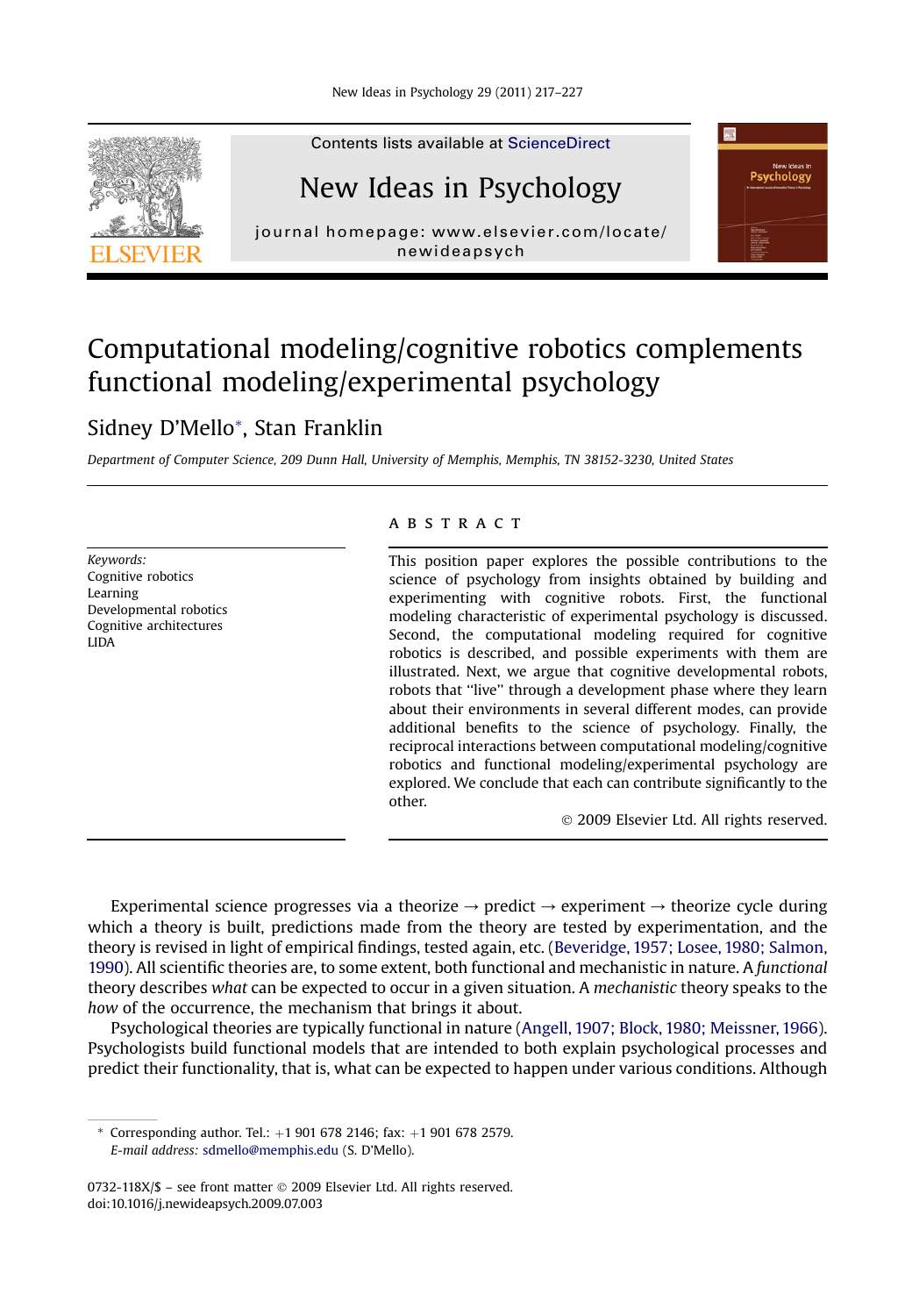# Computational modeling/cognitive robotics complements functional modeling/experimental psychology

Sidney D'Mello*, Stan Franklin

*Department of Computer Science, 209 Dunn Hall, University of Memphis, Memphis, TN 38152-3230, United States*

*Keywords:*
Cognitive robotics
Learning
Developmental robotics
Cognitive architectures
LIDA

## ABSTRACT

This position paper explores the possible contributions to the science of psychology from insights obtained by building and experimenting with cognitive robots. First, the functional modeling characteristic of experimental psychology is discussed. Second, the computational modeling required for cognitive robotics is described, and possible experiments with them are illustrated. Next, we argue that cognitive developmental robots, robots that "live" through a development phase where they learn about their environments in several different modes, can provide additional benefits to the science of psychology. Finally, the reciprocal interactions between computational modeling/cognitive robotics and functional modeling/experimental psychology are explored. We conclude that each can contribute significantly to the other.

© 2009 Elsevier Ltd. All rights reserved.

Experimental science progresses via a theorize → predict → experiment → theorize cycle during which a theory is built, predictions made from the theory are tested by experimentation, and the theory is revised in light of empirical findings, tested again, etc. (Beveridge, 1957; Losee, 1980; Salmon, 1990). All scientific theories are, to some extent, both functional and mechanistic in nature. A *functional* theory describes *what* can be expected to occur in a given situation. A *mechanistic* theory speaks to the *how* of the occurrence, the mechanism that brings it about.

Psychological theories are typically functional in nature (Angell, 1907; Block, 1980; Meissner, 1966). Psychologists build functional models that are intended to both explain psychological processes and predict their functionality, that is, what can be expected to happen under various conditions. Although

\* Corresponding author. Tel.: +1 901 678 2146; fax: +1 901 678 2579.
*E-mail address:* sdmello@memphis.edu (S. D'Mello).

0732-118X/$ – see front matter © 2009 Elsevier Ltd. All rights reserved.
doi:10.1016/j.newideapsych.2009.07.003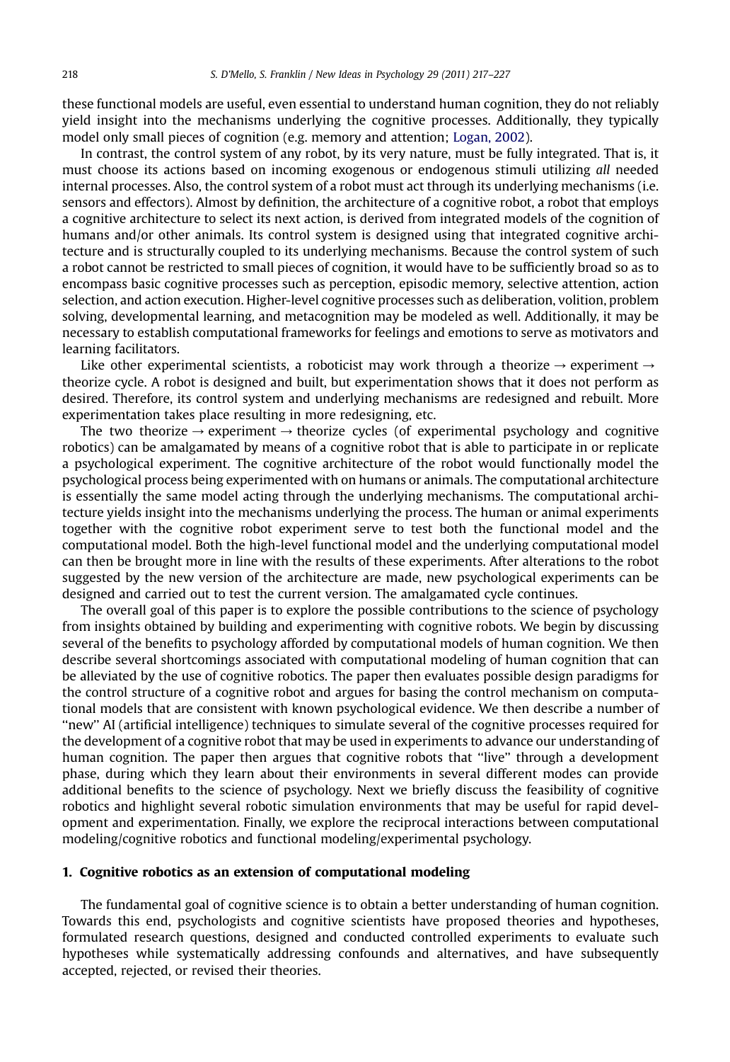these functional models are useful, even essential to understand human cognition, they do not reliably yield insight into the mechanisms underlying the cognitive processes. Additionally, they typically model only small pieces of cognition (e.g. memory and attention; Logan, 2002).

In contrast, the control system of any robot, by its very nature, must be fully integrated. That is, it must choose its actions based on incoming exogenous or endogenous stimuli utilizing *all* needed internal processes. Also, the control system of a robot must act through its underlying mechanisms (i.e. sensors and effectors). Almost by definition, the architecture of a cognitive robot, a robot that employs a cognitive architecture to select its next action, is derived from integrated models of the cognition of humans and/or other animals. Its control system is designed using that integrated cognitive architecture and is structurally coupled to its underlying mechanisms. Because the control system of such a robot cannot be restricted to small pieces of cognition, it would have to be sufficiently broad so as to encompass basic cognitive processes such as perception, episodic memory, selective attention, action selection, and action execution. Higher-level cognitive processes such as deliberation, volition, problem solving, developmental learning, and metacognition may be modeled as well. Additionally, it may be necessary to establish computational frameworks for feelings and emotions to serve as motivators and learning facilitators.

Like other experimental scientists, a roboticist may work through a theorize → experiment → theorize cycle. A robot is designed and built, but experimentation shows that it does not perform as desired. Therefore, its control system and underlying mechanisms are redesigned and rebuilt. More experimentation takes place resulting in more redesigning, etc.

The two theorize → experiment → theorize cycles (of experimental psychology and cognitive robotics) can be amalgamated by means of a cognitive robot that is able to participate in or replicate a psychological experiment. The cognitive architecture of the robot would functionally model the psychological process being experimented with on humans or animals. The computational architecture is essentially the same model acting through the underlying mechanisms. The computational architecture yields insight into the mechanisms underlying the process. The human or animal experiments together with the cognitive robot experiment serve to test both the functional model and the computational model. Both the high-level functional model and the underlying computational model can then be brought more in line with the results of these experiments. After alterations to the robot suggested by the new version of the architecture are made, new psychological experiments can be designed and carried out to test the current version. The amalgamated cycle continues.

The overall goal of this paper is to explore the possible contributions to the science of psychology from insights obtained by building and experimenting with cognitive robots. We begin by discussing several of the benefits to psychology afforded by computational models of human cognition. We then describe several shortcomings associated with computational modeling of human cognition that can be alleviated by the use of cognitive robotics. The paper then evaluates possible design paradigms for the control structure of a cognitive robot and argues for basing the control mechanism on computational models that are consistent with known psychological evidence. We then describe a number of "new" AI (artificial intelligence) techniques to simulate several of the cognitive processes required for the development of a cognitive robot that may be used in experiments to advance our understanding of human cognition. The paper then argues that cognitive robots that "live" through a development phase, during which they learn about their environments in several different modes can provide additional benefits to the science of psychology. Next we briefly discuss the feasibility of cognitive robotics and highlight several robotic simulation environments that may be useful for rapid development and experimentation. Finally, we explore the reciprocal interactions between computational modeling/cognitive robotics and functional modeling/experimental psychology.

## 1. Cognitive robotics as an extension of computational modeling

The fundamental goal of cognitive science is to obtain a better understanding of human cognition. Towards this end, psychologists and cognitive scientists have proposed theories and hypotheses, formulated research questions, designed and conducted controlled experiments to evaluate such hypotheses while systematically addressing confounds and alternatives, and have subsequently accepted, rejected, or revised their theories.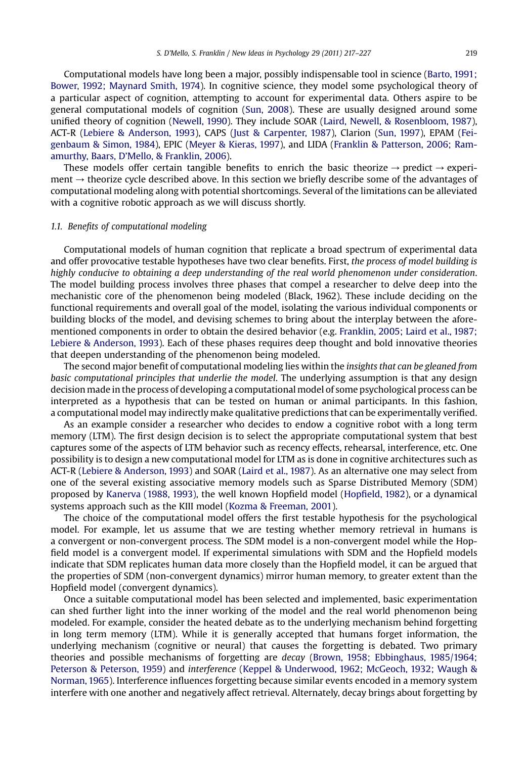Computational models have long been a major, possibly indispensable tool in science (Barto, 1991; Bower, 1992; Maynard Smith, 1974). In cognitive science, they model some psychological theory of a particular aspect of cognition, attempting to account for experimental data. Others aspire to be general computational models of cognition (Sun, 2008). These are usually designed around some unified theory of cognition (Newell, 1990). They include SOAR (Laird, Newell, & Rosenbloom, 1987), ACT-R (Lebiere & Anderson, 1993), CAPS (Just & Carpenter, 1987), Clarion (Sun, 1997), EPAM (Feigenbaum & Simon, 1984), EPIC (Meyer & Kieras, 1997), and LIDA (Franklin & Patterson, 2006; Ramamurthy, Baars, D'Mello, & Franklin, 2006).

These models offer certain tangible benefits to enrich the basic theorize → predict → experiment → theorize cycle described above. In this section we briefly describe some of the advantages of computational modeling along with potential shortcomings. Several of the limitations can be alleviated with a cognitive robotic approach as we will discuss shortly.

### 1.1. Benefits of computational modeling

Computational models of human cognition that replicate a broad spectrum of experimental data and offer provocative testable hypotheses have two clear benefits. First, *the process of model building is highly conducive to obtaining a deep understanding of the real world phenomenon under consideration*. The model building process involves three phases that compel a researcher to delve deep into the mechanistic core of the phenomenon being modeled (Black, 1962). These include deciding on the functional requirements and overall goal of the model, isolating the various individual components or building blocks of the model, and devising schemes to bring about the interplay between the aforementioned components in order to obtain the desired behavior (e.g. Franklin, 2005; Laird et al., 1987; Lebiere & Anderson, 1993). Each of these phases requires deep thought and bold innovative theories that deepen understanding of the phenomenon being modeled.

The second major benefit of computational modeling lies within the *insights that can be gleaned from basic computational principles that underlie the model*. The underlying assumption is that any design decision made in the process of developing a computational model of some psychological process can be interpreted as a hypothesis that can be tested on human or animal participants. In this fashion, a computational model may indirectly make qualitative predictions that can be experimentally verified.

As an example consider a researcher who decides to endow a cognitive robot with a long term memory (LTM). The first design decision is to select the appropriate computational system that best captures some of the aspects of LTM behavior such as recency effects, rehearsal, interference, etc. One possibility is to design a new computational model for LTM as is done in cognitive architectures such as ACT-R (Lebiere & Anderson, 1993) and SOAR (Laird et al., 1987). As an alternative one may select from one of the several existing associative memory models such as Sparse Distributed Memory (SDM) proposed by Kanerva (1988, 1993), the well known Hopfield model (Hopfield, 1982), or a dynamical systems approach such as the KIII model (Kozma & Freeman, 2001).

The choice of the computational model offers the first testable hypothesis for the psychological model. For example, let us assume that we are testing whether memory retrieval in humans is a convergent or non-convergent process. The SDM model is a non-convergent model while the Hopfield model is a convergent model. If experimental simulations with SDM and the Hopfield models indicate that SDM replicates human data more closely than the Hopfield model, it can be argued that the properties of SDM (non-convergent dynamics) mirror human memory, to greater extent than the Hopfield model (convergent dynamics).

Once a suitable computational model has been selected and implemented, basic experimentation can shed further light into the inner working of the model and the real world phenomenon being modeled. For example, consider the heated debate as to the underlying mechanism behind forgetting in long term memory (LTM). While it is generally accepted that humans forget information, the underlying mechanism (cognitive or neural) that causes the forgetting is debated. Two primary theories and possible mechanisms of forgetting are *decay* (Brown, 1958; Ebbinghaus, 1985/1964; Peterson & Peterson, 1959) and *interference* (Keppel & Underwood, 1962; McGeoch, 1932; Waugh & Norman, 1965). Interference influences forgetting because similar events encoded in a memory system interfere with one another and negatively affect retrieval. Alternately, decay brings about forgetting by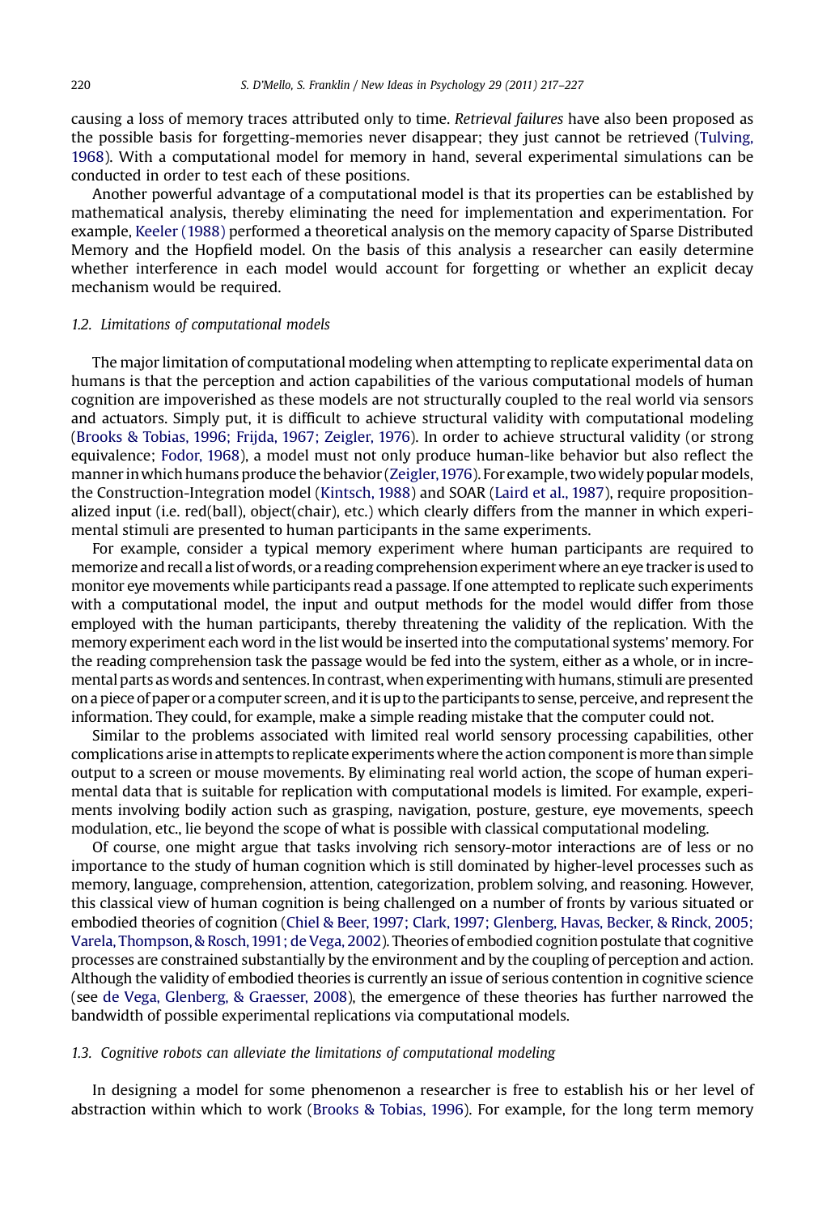causing a loss of memory traces attributed only to time. *Retrieval failures* have also been proposed as the possible basis for forgetting-memories never disappear; they just cannot be retrieved (Tulving, 1968). With a computational model for memory in hand, several experimental simulations can be conducted in order to test each of these positions.

Another powerful advantage of a computational model is that its properties can be established by mathematical analysis, thereby eliminating the need for implementation and experimentation. For example, Keeler (1988) performed a theoretical analysis on the memory capacity of Sparse Distributed Memory and the Hopfield model. On the basis of this analysis a researcher can easily determine whether interference in each model would account for forgetting or whether an explicit decay mechanism would be required.

### 1.2. Limitations of computational models

The major limitation of computational modeling when attempting to replicate experimental data on humans is that the perception and action capabilities of the various computational models of human cognition are impoverished as these models are not structurally coupled to the real world via sensors and actuators. Simply put, it is difficult to achieve structural validity with computational modeling (Brooks & Tobias, 1996; Frijda, 1967; Zeigler, 1976). In order to achieve structural validity (or strong equivalence; Fodor, 1968), a model must not only produce human-like behavior but also reflect the manner in which humans produce the behavior (Zeigler, 1976). For example, two widely popular models, the Construction-Integration model (Kintsch, 1988) and SOAR (Laird et al., 1987), require propositionalized input (i.e. red(ball), object(chair), etc.) which clearly differs from the manner in which experimental stimuli are presented to human participants in the same experiments.

For example, consider a typical memory experiment where human participants are required to memorize and recall a list of words, or a reading comprehension experiment where an eye tracker is used to monitor eye movements while participants read a passage. If one attempted to replicate such experiments with a computational model, the input and output methods for the model would differ from those employed with the human participants, thereby threatening the validity of the replication. With the memory experiment each word in the list would be inserted into the computational systems' memory. For the reading comprehension task the passage would be fed into the system, either as a whole, or in incremental parts as words and sentences. In contrast, when experimenting with humans, stimuli are presented on a piece of paper or a computer screen, and it is up to the participants to sense, perceive, and represent the information. They could, for example, make a simple reading mistake that the computer could not.

Similar to the problems associated with limited real world sensory processing capabilities, other complications arise in attempts to replicate experiments where the action component is more than simple output to a screen or mouse movements. By eliminating real world action, the scope of human experimental data that is suitable for replication with computational models is limited. For example, experiments involving bodily action such as grasping, navigation, posture, gesture, eye movements, speech modulation, etc., lie beyond the scope of what is possible with classical computational modeling.

Of course, one might argue that tasks involving rich sensory-motor interactions are of less or no importance to the study of human cognition which is still dominated by higher-level processes such as memory, language, comprehension, attention, categorization, problem solving, and reasoning. However, this classical view of human cognition is being challenged on a number of fronts by various situated or embodied theories of cognition (Chiel & Beer, 1997; Clark, 1997; Glenberg, Havas, Becker, & Rinck, 2005; Varela, Thompson, & Rosch, 1991; de Vega, 2002). Theories of embodied cognition postulate that cognitive processes are constrained substantially by the environment and by the coupling of perception and action. Although the validity of embodied theories is currently an issue of serious contention in cognitive science (see de Vega, Glenberg, & Graesser, 2008), the emergence of these theories has further narrowed the bandwidth of possible experimental replications via computational models.

### 1.3. Cognitive robots can alleviate the limitations of computational modeling

In designing a model for some phenomenon a researcher is free to establish his or her level of abstraction within which to work (Brooks & Tobias, 1996). For example, for the long term memory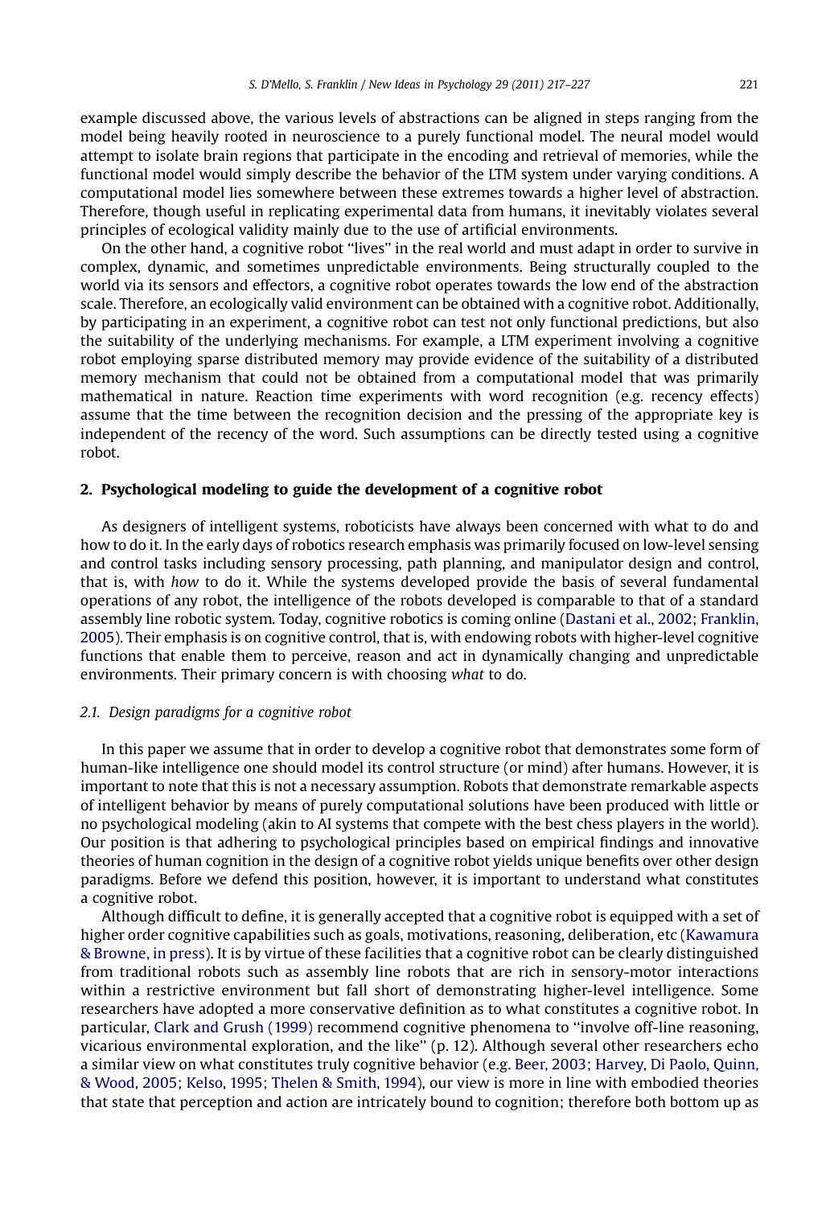example discussed above, the various levels of abstractions can be aligned in steps ranging from the model being heavily rooted in neuroscience to a purely functional model. The neural model would attempt to isolate brain regions that participate in the encoding and retrieval of memories, while the functional model would simply describe the behavior of the LTM system under varying conditions. A computational model lies somewhere between these extremes towards a higher level of abstraction. Therefore, though useful in replicating experimental data from humans, it inevitably violates several principles of ecological validity mainly due to the use of artificial environments.

On the other hand, a cognitive robot "lives" in the real world and must adapt in order to survive in complex, dynamic, and sometimes unpredictable environments. Being structurally coupled to the world via its sensors and effectors, a cognitive robot operates towards the low end of the abstraction scale. Therefore, an ecologically valid environment can be obtained with a cognitive robot. Additionally, by participating in an experiment, a cognitive robot can test not only functional predictions, but also the suitability of the underlying mechanisms. For example, a LTM experiment involving a cognitive robot employing sparse distributed memory may provide evidence of the suitability of a distributed memory mechanism that could not be obtained from a computational model that was primarily mathematical in nature. Reaction time experiments with word recognition (e.g. recency effects) assume that the time between the recognition decision and the pressing of the appropriate key is independent of the recency of the word. Such assumptions can be directly tested using a cognitive robot.

## 2. Psychological modeling to guide the development of a cognitive robot

As designers of intelligent systems, roboticists have always been concerned with what to do and how to do it. In the early days of robotics research emphasis was primarily focused on low-level sensing and control tasks including sensory processing, path planning, and manipulator design and control, that is, with *how* to do it. While the systems developed provide the basis of several fundamental operations of any robot, the intelligence of the robots developed is comparable to that of a standard assembly line robotic system. Today, cognitive robotics is coming online (Dastani et al., 2002; Franklin, 2005). Their emphasis is on cognitive control, that is, with endowing robots with higher-level cognitive functions that enable them to perceive, reason and act in dynamically changing and unpredictable environments. Their primary concern is with choosing *what* to do.

### 2.1. Design paradigms for a cognitive robot

In this paper we assume that in order to develop a cognitive robot that demonstrates some form of human-like intelligence one should model its control structure (or mind) after humans. However, it is important to note that this is not a necessary assumption. Robots that demonstrate remarkable aspects of intelligent behavior by means of purely computational solutions have been produced with little or no psychological modeling (akin to AI systems that compete with the best chess players in the world). Our position is that adhering to psychological principles based on empirical findings and innovative theories of human cognition in the design of a cognitive robot yields unique benefits over other design paradigms. Before we defend this position, however, it is important to understand what constitutes a cognitive robot.

Although difficult to define, it is generally accepted that a cognitive robot is equipped with a set of higher order cognitive capabilities such as goals, motivations, reasoning, deliberation, etc (Kawamura & Browne, in press). It is by virtue of these facilities that a cognitive robot can be clearly distinguished from traditional robots such as assembly line robots that are rich in sensory-motor interactions within a restrictive environment but fall short of demonstrating higher-level intelligence. Some researchers have adopted a more conservative definition as to what constitutes a cognitive robot. In particular, Clark and Grush (1999) recommend cognitive phenomena to "involve off-line reasoning, vicarious environmental exploration, and the like" (p. 12). Although several other researchers echo a similar view on what constitutes truly cognitive behavior (e.g. Beer, 2003; Harvey, Di Paolo, Quinn, & Wood, 2005; Kelso, 1995; Thelen & Smith, 1994), our view is more in line with embodied theories that state that perception and action are intricately bound to cognition; therefore both bottom up as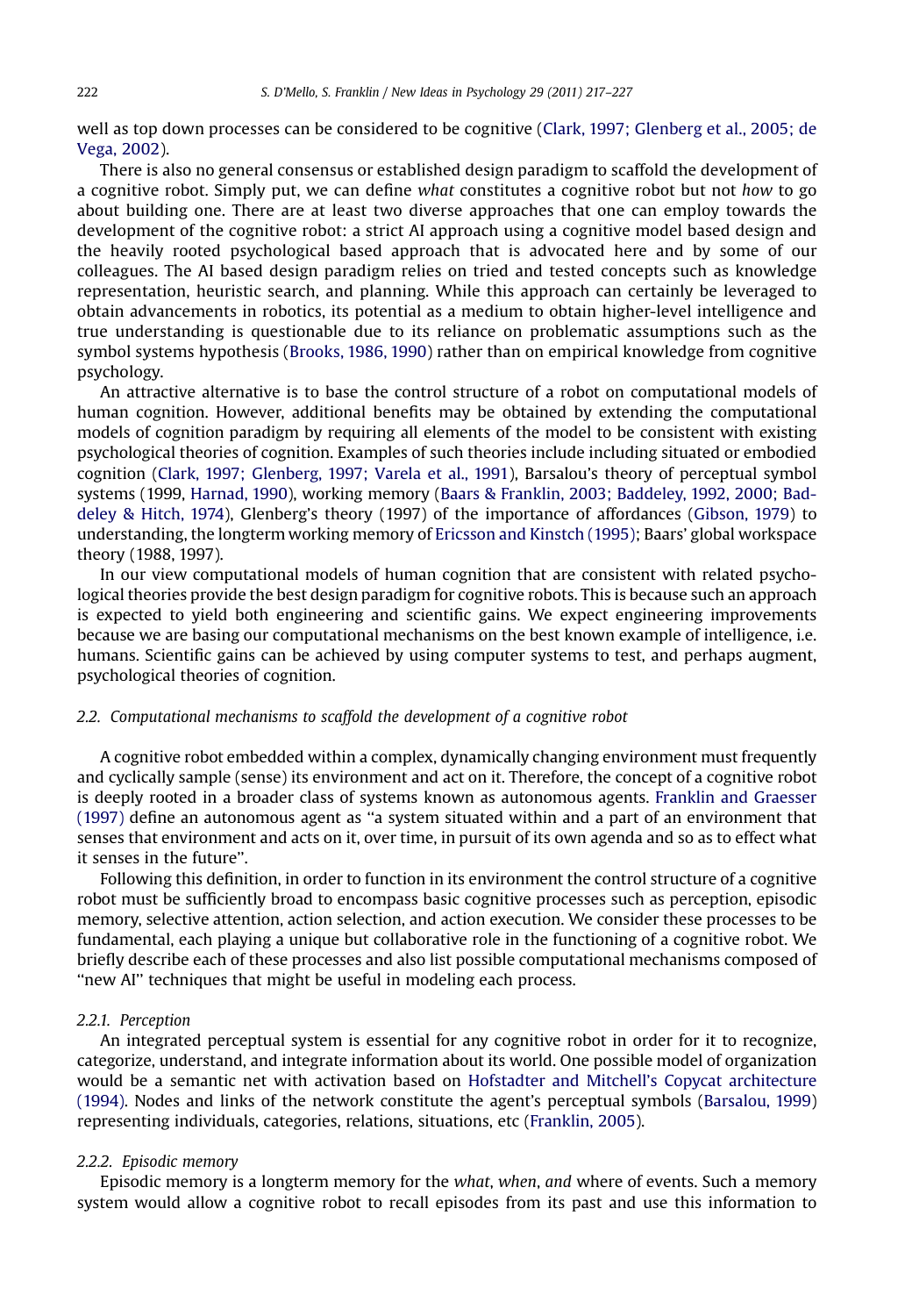well as top down processes can be considered to be cognitive (Clark, 1997; Glenberg et al., 2005; de Vega, 2002).

There is also no general consensus or established design paradigm to scaffold the development of a cognitive robot. Simply put, we can define *what* constitutes a cognitive robot but not *how* to go about building one. There are at least two diverse approaches that one can employ towards the development of the cognitive robot: a strict AI approach using a cognitive model based design and the heavily rooted psychological based approach that is advocated here and by some of our colleagues. The AI based design paradigm relies on tried and tested concepts such as knowledge representation, heuristic search, and planning. While this approach can certainly be leveraged to obtain advancements in robotics, its potential as a medium to obtain higher-level intelligence and true understanding is questionable due to its reliance on problematic assumptions such as the symbol systems hypothesis (Brooks, 1986, 1990) rather than on empirical knowledge from cognitive psychology.

An attractive alternative is to base the control structure of a robot on computational models of human cognition. However, additional benefits may be obtained by extending the computational models of cognition paradigm by requiring all elements of the model to be consistent with existing psychological theories of cognition. Examples of such theories include including situated or embodied cognition (Clark, 1997; Glenberg, 1997; Varela et al., 1991), Barsalou's theory of perceptual symbol systems (1999, Harnad, 1990), working memory (Baars & Franklin, 2003; Baddeley, 1992, 2000; Baddeley & Hitch, 1974), Glenberg's theory (1997) of the importance of affordances (Gibson, 1979) to understanding, the longterm working memory of Ericsson and Kinstch (1995); Baars' global workspace theory (1988, 1997).

In our view computational models of human cognition that are consistent with related psychological theories provide the best design paradigm for cognitive robots. This is because such an approach is expected to yield both engineering and scientific gains. We expect engineering improvements because we are basing our computational mechanisms on the best known example of intelligence, i.e. humans. Scientific gains can be achieved by using computer systems to test, and perhaps augment, psychological theories of cognition.

### *2.2. Computational mechanisms to scaffold the development of a cognitive robot*

A cognitive robot embedded within a complex, dynamically changing environment must frequently and cyclically sample (sense) its environment and act on it. Therefore, the concept of a cognitive robot is deeply rooted in a broader class of systems known as autonomous agents. Franklin and Graesser (1997) define an autonomous agent as "a system situated within and a part of an environment that senses that environment and acts on it, over time, in pursuit of its own agenda and so as to effect what it senses in the future".

Following this definition, in order to function in its environment the control structure of a cognitive robot must be sufficiently broad to encompass basic cognitive processes such as perception, episodic memory, selective attention, action selection, and action execution. We consider these processes to be fundamental, each playing a unique but collaborative role in the functioning of a cognitive robot. We briefly describe each of these processes and also list possible computational mechanisms composed of "new AI" techniques that might be useful in modeling each process.

#### *2.2.1. Perception*

An integrated perceptual system is essential for any cognitive robot in order for it to recognize, categorize, understand, and integrate information about its world. One possible model of organization would be a semantic net with activation based on Hofstadter and Mitchell's Copycat architecture (1994). Nodes and links of the network constitute the agent's perceptual symbols (Barsalou, 1999) representing individuals, categories, relations, situations, etc (Franklin, 2005).

#### *2.2.2. Episodic memory*

Episodic memory is a longterm memory for the *what*, *when*, *and* where of events. Such a memory system would allow a cognitive robot to recall episodes from its past and use this information to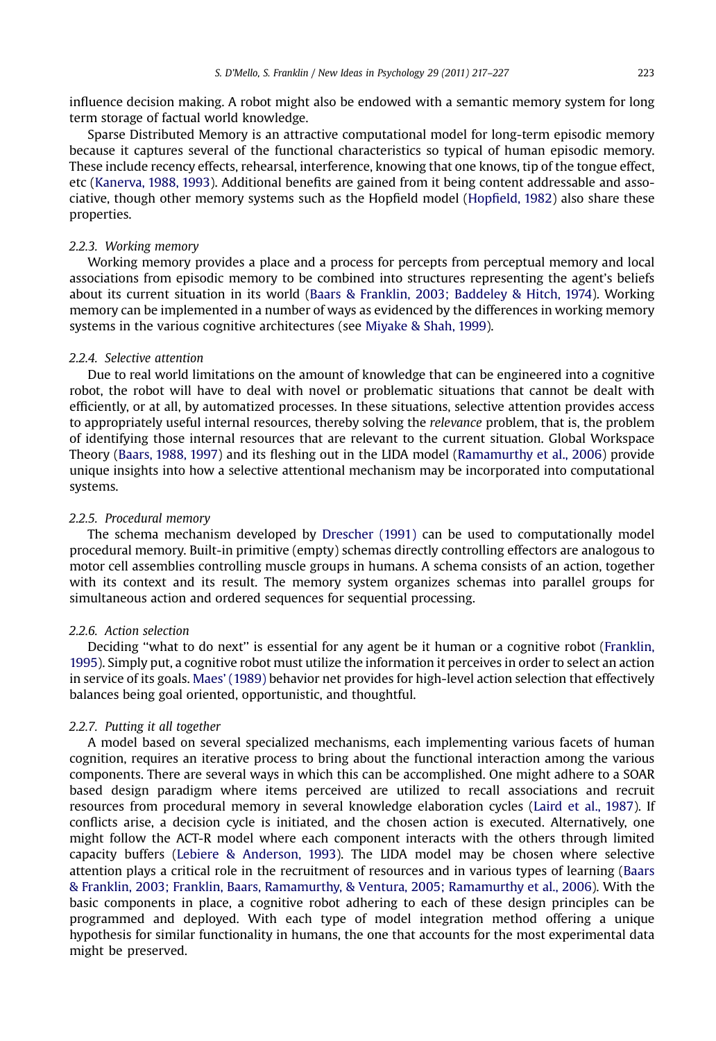influence decision making. A robot might also be endowed with a semantic memory system for long term storage of factual world knowledge.

Sparse Distributed Memory is an attractive computational model for long-term episodic memory because it captures several of the functional characteristics so typical of human episodic memory. These include recency effects, rehearsal, interference, knowing that one knows, tip of the tongue effect, etc (Kanerva, 1988, 1993). Additional benefits are gained from it being content addressable and associative, though other memory systems such as the Hopfield model (Hopfield, 1982) also share these properties.

#### 2.2.3. Working memory

Working memory provides a place and a process for percepts from perceptual memory and local associations from episodic memory to be combined into structures representing the agent's beliefs about its current situation in its world (Baars & Franklin, 2003; Baddeley & Hitch, 1974). Working memory can be implemented in a number of ways as evidenced by the differences in working memory systems in the various cognitive architectures (see Miyake & Shah, 1999).

#### 2.2.4. Selective attention

Due to real world limitations on the amount of knowledge that can be engineered into a cognitive robot, the robot will have to deal with novel or problematic situations that cannot be dealt with efficiently, or at all, by automatized processes. In these situations, selective attention provides access to appropriately useful internal resources, thereby solving the *relevance* problem, that is, the problem of identifying those internal resources that are relevant to the current situation. Global Workspace Theory (Baars, 1988, 1997) and its fleshing out in the LIDA model (Ramamurthy et al., 2006) provide unique insights into how a selective attentional mechanism may be incorporated into computational systems.

#### 2.2.5. Procedural memory

The schema mechanism developed by Drescher (1991) can be used to computationally model procedural memory. Built-in primitive (empty) schemas directly controlling effectors are analogous to motor cell assemblies controlling muscle groups in humans. A schema consists of an action, together with its context and its result. The memory system organizes schemas into parallel groups for simultaneous action and ordered sequences for sequential processing.

#### 2.2.6. Action selection

Deciding "what to do next" is essential for any agent be it human or a cognitive robot (Franklin, 1995). Simply put, a cognitive robot must utilize the information it perceives in order to select an action in service of its goals. Maes' (1989) behavior net provides for high-level action selection that effectively balances being goal oriented, opportunistic, and thoughtful.

#### 2.2.7. Putting it all together

A model based on several specialized mechanisms, each implementing various facets of human cognition, requires an iterative process to bring about the functional interaction among the various components. There are several ways in which this can be accomplished. One might adhere to a SOAR based design paradigm where items perceived are utilized to recall associations and recruit resources from procedural memory in several knowledge elaboration cycles (Laird et al., 1987). If conflicts arise, a decision cycle is initiated, and the chosen action is executed. Alternatively, one might follow the ACT-R model where each component interacts with the others through limited capacity buffers (Lebiere & Anderson, 1993). The LIDA model may be chosen where selective attention plays a critical role in the recruitment of resources and in various types of learning (Baars & Franklin, 2003; Franklin, Baars, Ramamurthy, & Ventura, 2005; Ramamurthy et al., 2006). With the basic components in place, a cognitive robot adhering to each of these design principles can be programmed and deployed. With each type of model integration method offering a unique hypothesis for similar functionality in humans, the one that accounts for the most experimental data might be preserved.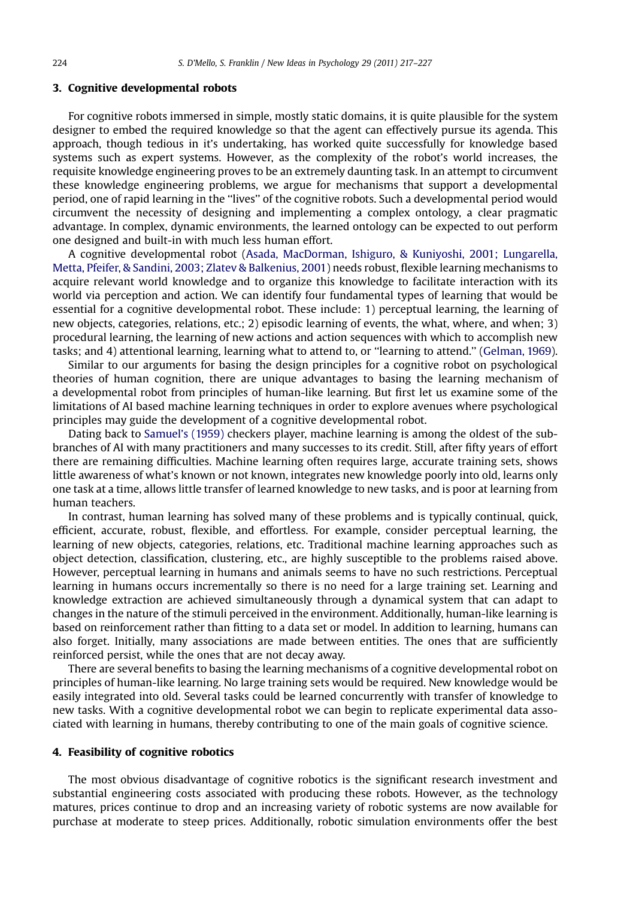## 3. Cognitive developmental robots

For cognitive robots immersed in simple, mostly static domains, it is quite plausible for the system designer to embed the required knowledge so that the agent can effectively pursue its agenda. This approach, though tedious in it's undertaking, has worked quite successfully for knowledge based systems such as expert systems. However, as the complexity of the robot's world increases, the requisite knowledge engineering proves to be an extremely daunting task. In an attempt to circumvent these knowledge engineering problems, we argue for mechanisms that support a developmental period, one of rapid learning in the "lives" of the cognitive robots. Such a developmental period would circumvent the necessity of designing and implementing a complex ontology, a clear pragmatic advantage. In complex, dynamic environments, the learned ontology can be expected to out perform one designed and built-in with much less human effort.

A cognitive developmental robot (Asada, MacDorman, Ishiguro, & Kuniyoshi, 2001; Lungarella, Metta, Pfeifer, & Sandini, 2003; Zlatev & Balkenius, 2001) needs robust, flexible learning mechanisms to acquire relevant world knowledge and to organize this knowledge to facilitate interaction with its world via perception and action. We can identify four fundamental types of learning that would be essential for a cognitive developmental robot. These include: 1) perceptual learning, the learning of new objects, categories, relations, etc.; 2) episodic learning of events, the what, where, and when; 3) procedural learning, the learning of new actions and action sequences with which to accomplish new tasks; and 4) attentional learning, learning what to attend to, or "learning to attend." (Gelman, 1969).

Similar to our arguments for basing the design principles for a cognitive robot on psychological theories of human cognition, there are unique advantages to basing the learning mechanism of a developmental robot from principles of human-like learning. But first let us examine some of the limitations of AI based machine learning techniques in order to explore avenues where psychological principles may guide the development of a cognitive developmental robot.

Dating back to Samuel's (1959) checkers player, machine learning is among the oldest of the sub-branches of AI with many practitioners and many successes to its credit. Still, after fifty years of effort there are remaining difficulties. Machine learning often requires large, accurate training sets, shows little awareness of what's known or not known, integrates new knowledge poorly into old, learns only one task at a time, allows little transfer of learned knowledge to new tasks, and is poor at learning from human teachers.

In contrast, human learning has solved many of these problems and is typically continual, quick, efficient, accurate, robust, flexible, and effortless. For example, consider perceptual learning, the learning of new objects, categories, relations, etc. Traditional machine learning approaches such as object detection, classification, clustering, etc., are highly susceptible to the problems raised above. However, perceptual learning in humans and animals seems to have no such restrictions. Perceptual learning in humans occurs incrementally so there is no need for a large training set. Learning and knowledge extraction are achieved simultaneously through a dynamical system that can adapt to changes in the nature of the stimuli perceived in the environment. Additionally, human-like learning is based on reinforcement rather than fitting to a data set or model. In addition to learning, humans can also forget. Initially, many associations are made between entities. The ones that are sufficiently reinforced persist, while the ones that are not decay away.

There are several benefits to basing the learning mechanisms of a cognitive developmental robot on principles of human-like learning. No large training sets would be required. New knowledge would be easily integrated into old. Several tasks could be learned concurrently with transfer of knowledge to new tasks. With a cognitive developmental robot we can begin to replicate experimental data associated with learning in humans, thereby contributing to one of the main goals of cognitive science.

## 4. Feasibility of cognitive robotics

The most obvious disadvantage of cognitive robotics is the significant research investment and substantial engineering costs associated with producing these robots. However, as the technology matures, prices continue to drop and an increasing variety of robotic systems are now available for purchase at moderate to steep prices. Additionally, robotic simulation environments offer the best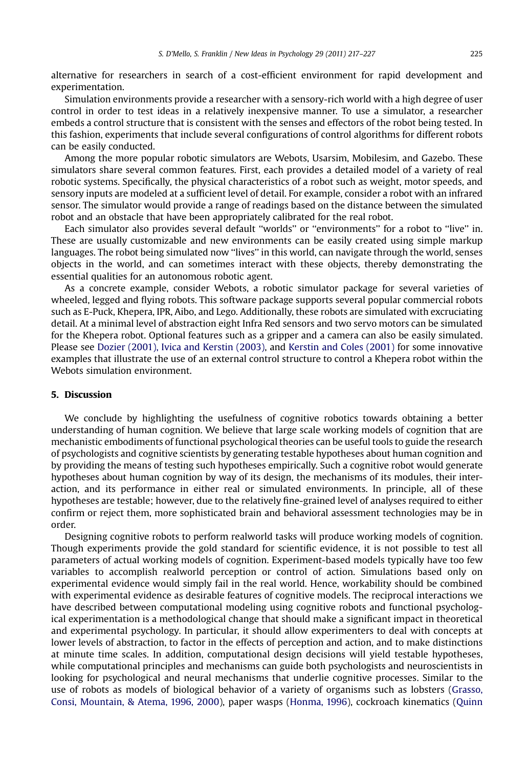alternative for researchers in search of a cost-efficient environment for rapid development and experimentation.

Simulation environments provide a researcher with a sensory-rich world with a high degree of user control in order to test ideas in a relatively inexpensive manner. To use a simulator, a researcher embeds a control structure that is consistent with the senses and effectors of the robot being tested. In this fashion, experiments that include several configurations of control algorithms for different robots can be easily conducted.

Among the more popular robotic simulators are Webots, Usarsim, Mobilesim, and Gazebo. These simulators share several common features. First, each provides a detailed model of a variety of real robotic systems. Specifically, the physical characteristics of a robot such as weight, motor speeds, and sensory inputs are modeled at a sufficient level of detail. For example, consider a robot with an infrared sensor. The simulator would provide a range of readings based on the distance between the simulated robot and an obstacle that have been appropriately calibrated for the real robot.

Each simulator also provides several default "worlds" or "environments" for a robot to "live" in. These are usually customizable and new environments can be easily created using simple markup languages. The robot being simulated now "lives" in this world, can navigate through the world, senses objects in the world, and can sometimes interact with these objects, thereby demonstrating the essential qualities for an autonomous robotic agent.

As a concrete example, consider Webots, a robotic simulator package for several varieties of wheeled, legged and flying robots. This software package supports several popular commercial robots such as E-Puck, Khepera, IPR, Aibo, and Lego. Additionally, these robots are simulated with excruciating detail. At a minimal level of abstraction eight Infra Red sensors and two servo motors can be simulated for the Khepera robot. Optional features such as a gripper and a camera can also be easily simulated. Please see Dozier (2001), Ivica and Kerstin (2003), and Kerstin and Coles (2001) for some innovative examples that illustrate the use of an external control structure to control a Khepera robot within the Webots simulation environment.

## 5. Discussion

We conclude by highlighting the usefulness of cognitive robotics towards obtaining a better understanding of human cognition. We believe that large scale working models of cognition that are mechanistic embodiments of functional psychological theories can be useful tools to guide the research of psychologists and cognitive scientists by generating testable hypotheses about human cognition and by providing the means of testing such hypotheses empirically. Such a cognitive robot would generate hypotheses about human cognition by way of its design, the mechanisms of its modules, their interaction, and its performance in either real or simulated environments. In principle, all of these hypotheses are testable; however, due to the relatively fine-grained level of analyses required to either confirm or reject them, more sophisticated brain and behavioral assessment technologies may be in order.

Designing cognitive robots to perform realworld tasks will produce working models of cognition. Though experiments provide the gold standard for scientific evidence, it is not possible to test all parameters of actual working models of cognition. Experiment-based models typically have too few variables to accomplish realworld perception or control of action. Simulations based only on experimental evidence would simply fail in the real world. Hence, workability should be combined with experimental evidence as desirable features of cognitive models. The reciprocal interactions we have described between computational modeling using cognitive robots and functional psychological experimentation is a methodological change that should make a significant impact in theoretical and experimental psychology. In particular, it should allow experimenters to deal with concepts at lower levels of abstraction, to factor in the effects of perception and action, and to make distinctions at minute time scales. In addition, computational design decisions will yield testable hypotheses, while computational principles and mechanisms can guide both psychologists and neuroscientists in looking for psychological and neural mechanisms that underlie cognitive processes. Similar to the use of robots as models of biological behavior of a variety of organisms such as lobsters (Grasso, Consi, Mountain, & Atema, 1996, 2000), paper wasps (Honma, 1996), cockroach kinematics (Quinn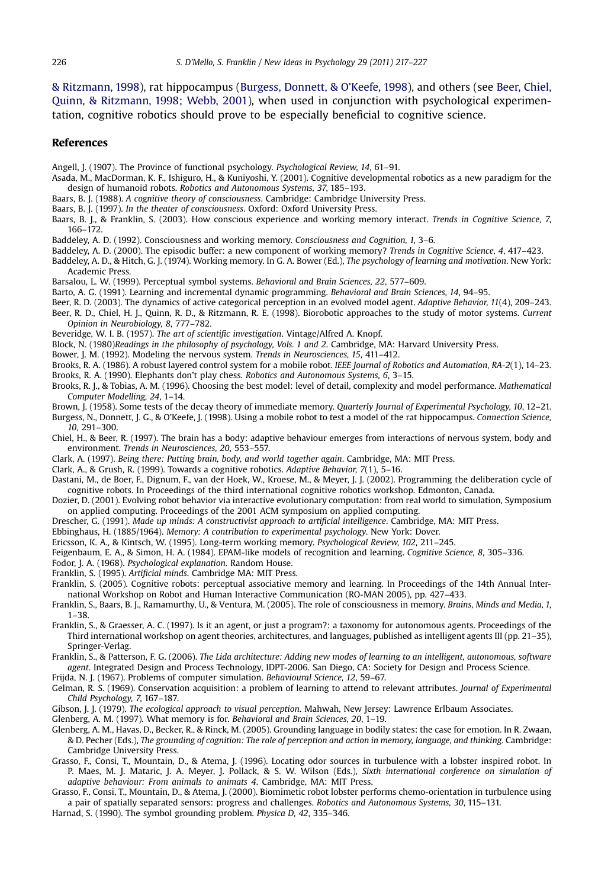& Ritzmann, 1998), rat hippocampus (Burgess, Donnett, & O'Keefe, 1998), and others (see Beer, Chiel, Quinn, & Ritzmann, 1998; Webb, 2001), when used in conjunction with psychological experimentation, cognitive robotics should prove to be especially beneficial to cognitive science.

## References

Angell, J. (1907). The Province of functional psychology. *Psychological Review, 14*, 61–91.

Asada, M., MacDorman, K. F., Ishiguro, H., & Kuniyoshi, Y. (2001). Cognitive developmental robotics as a new paradigm for the design of humanoid robots. *Robotics and Autonomous Systems, 37*, 185–193.

Baars, B. J. (1988). *A cognitive theory of consciousness*. Cambridge: Cambridge University Press.

Baars, B. J. (1997). *In the theater of consciousness*. Oxford: Oxford University Press.

Baars, B. J., & Franklin, S. (2003). How conscious experience and working memory interact. *Trends in Cognitive Science, 7*, 166–172.

Baddeley, A. D. (1992). Consciousness and working memory. *Consciousness and Cognition, 1*, 3–6.

Baddeley, A. D. (2000). The episodic buffer: a new component of working memory? *Trends in Cognitive Science, 4*, 417–423.

Baddeley, A. D., & Hitch, G. J. (1974). Working memory. In G. A. Bower (Ed.), *The psychology of learning and motivation*. New York: Academic Press.

Barsalou, L. W. (1999). Perceptual symbol systems. *Behavioral and Brain Sciences, 22*, 577–609.

Barto, A. G. (1991). Learning and incremental dynamic programming. *Behavioral and Brain Sciences, 14*, 94–95.

Beer, R. D. (2003). The dynamics of active categorical perception in an evolved model agent. *Adaptive Behavior, 11*(4), 209–243.

Beer, R. D., Chiel, H. J., Quinn, R. D., & Ritzmann, R. E. (1998). Biorobotic approaches to the study of motor systems. *Current Opinion in Neurobiology, 8*, 777–782.

Beveridge, W. I. B. (1957). *The art of scientific investigation*. Vintage/Alfred A. Knopf.

Block, N. (1980)*Readings in the philosophy of psychology, Vols. 1 and 2*. Cambridge, MA: Harvard University Press.

Bower, J. M. (1992). Modeling the nervous system. *Trends in Neurosciences, 15*, 411–412.

Brooks, R. A. (1986). A robust layered control system for a mobile robot. *IEEE Journal of Robotics and Automation, RA-2*(1), 14–23.

Brooks, R. A. (1990). Elephants don't play chess. *Robotics and Autonomous Systems, 6*, 3–15.

Brooks, R. J., & Tobias, A. M. (1996). Choosing the best model: level of detail, complexity and model performance. *Mathematical Computer Modelling, 24*, 1–14.

Brown, J. (1958). Some tests of the decay theory of immediate memory. *Quarterly Journal of Experimental Psychology, 10*, 12–21.

Burgess, N., Donnett, J. G., & O'Keefe, J. (1998). Using a mobile robot to test a model of the rat hippocampus. *Connection Science, 10*, 291–300.

Chiel, H., & Beer, R. (1997). The brain has a body: adaptive behaviour emerges from interactions of nervous system, body and environment. *Trends in Neurosciences, 20*, 553–557.

Clark, A. (1997). *Being there: Putting brain, body, and world together again*. Cambridge, MA: MIT Press.

Clark, A., & Grush, R. (1999). Towards a cognitive robotics. *Adaptive Behavior, 7*(1), 5–16.

Dastani, M., de Boer, F., Dignum, F., van der Hoek, W., Kroese, M., & Meyer, J. J. (2002). Programming the deliberation cycle of cognitive robots. In Proceedings of the third international cognitive robotics workshop. Edmonton, Canada.

Dozier, D. (2001). Evolving robot behavior via interactive evolutionary computation: from real world to simulation, Symposium on applied computing. Proceedings of the 2001 ACM symposium on applied computing.

Drescher, G. (1991). *Made up minds: A constructivist approach to artificial intelligence*. Cambridge, MA: MIT Press.

Ebbinghaus, H. (1885/1964). *Memory: A contribution to experimental psychology*. New York: Dover.

Ericsson, K. A., & Kintsch, W. (1995). Long-term working memory. *Psychological Review, 102*, 211–245.

Feigenbaum, E. A., & Simon, H. A. (1984). EPAM-like models of recognition and learning. *Cognitive Science, 8*, 305–336.

Fodor, J. A. (1968). *Psychological explanation*. Random House.

Franklin, S. (1995). *Artificial minds*. Cambridge MA: MIT Press.

Franklin, S. (2005). Cognitive robots: perceptual associative memory and learning. In Proceedings of the 14th Annual International Workshop on Robot and Human Interactive Communication (RO-MAN 2005), pp. 427–433.

Franklin, S., Baars, B. J., Ramamurthy, U., & Ventura, M. (2005). The role of consciousness in memory. *Brains, Minds and Media, 1*, 1–38.

Franklin, S., & Graesser, A. C. (1997). Is it an agent, or just a program?: a taxonomy for autonomous agents. Proceedings of the Third international workshop on agent theories, architectures, and languages, published as intelligent agents III (pp. 21–35), Springer-Verlag.

Franklin, S., & Patterson, F. G. (2006). *The Lida architecture: Adding new modes of learning to an intelligent, autonomous, software agent*. Integrated Design and Process Technology, IDPT-2006. San Diego, CA: Society for Design and Process Science.

Frijda, N. J. (1967). Problems of computer simulation. *Behavioural Science, 12*, 59–67.

Gelman, R. S. (1969). Conservation acquisition: a problem of learning to attend to relevant attributes. *Journal of Experimental Child Psychology, 7*, 167–187.

Gibson, J. J. (1979). *The ecological approach to visual perception*. Mahwah, New Jersey: Lawrence Erlbaum Associates.

Glenberg, A. M. (1997). What memory is for. *Behavioral and Brain Sciences, 20*, 1–19.

Glenberg, A. M., Havas, D., Becker, R., & Rinck, M. (2005). Grounding language in bodily states: the case for emotion. In R. Zwaan, & D. Pecher (Eds.), *The grounding of cognition: The role of perception and action in memory, language, and thinking*. Cambridge: Cambridge University Press.

Grasso, F., Consi, T., Mountain, D., & Atema, J. (1996). Locating odor sources in turbulence with a lobster inspired robot. In P. Maes, M. J. Mataric, J. A. Meyer, J. Pollack, & S. W. Wilson (Eds.), *Sixth international conference on simulation of adaptive behaviour: From animals to animats 4*. Cambridge, MA: MIT Press.

Grasso, F., Consi, T., Mountain, D., & Atema, J. (2000). Biomimetic robot lobster performs chemo-orientation in turbulence using a pair of spatially separated sensors: progress and challenges. *Robotics and Autonomous Systems, 30*, 115–131.

Harnad, S. (1990). The symbol grounding problem. *Physica D, 42*, 335–346.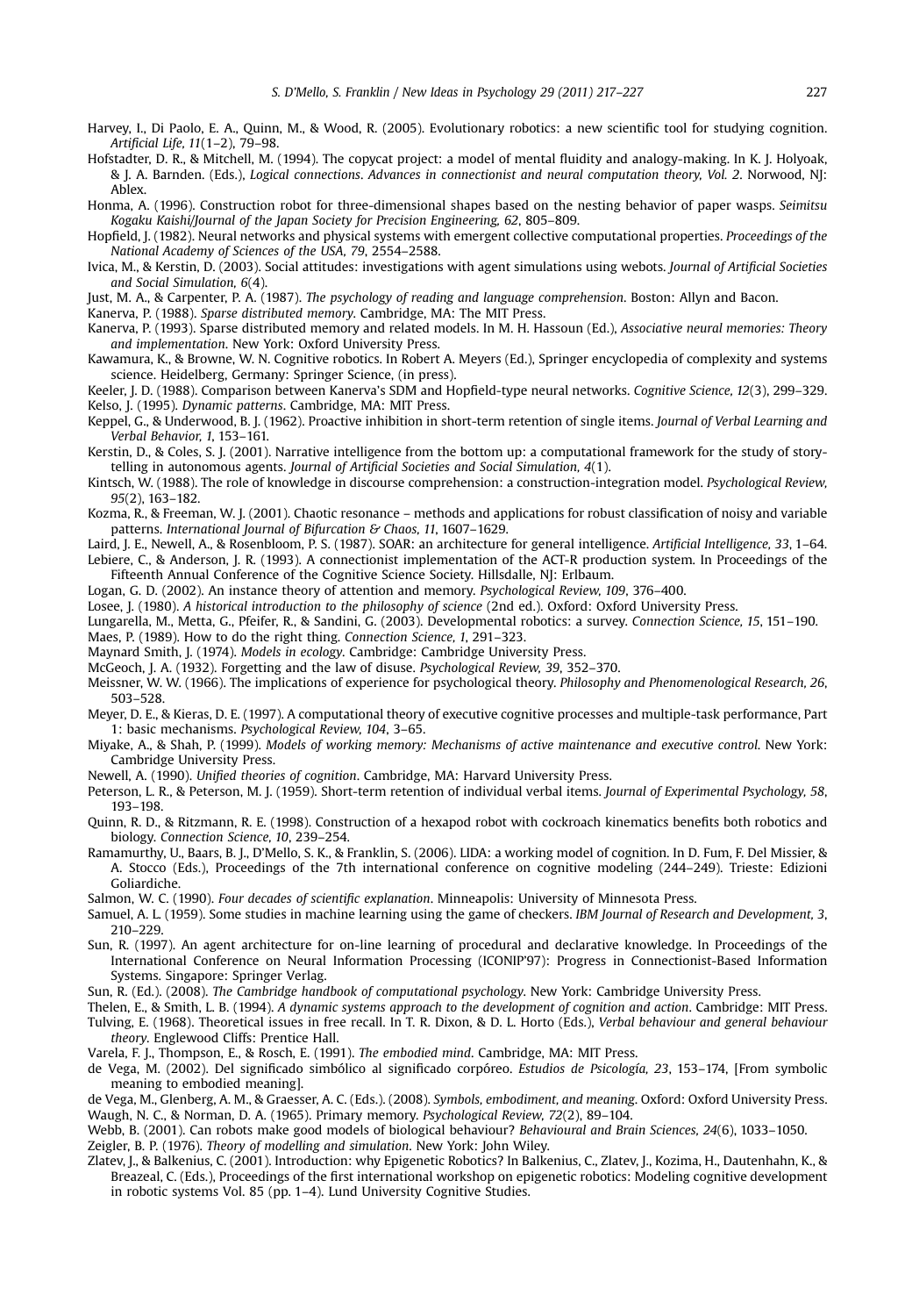Harvey, I., Di Paolo, E. A., Quinn, M., & Wood, R. (2005). Evolutionary robotics: a new scientific tool for studying cognition. *Artificial Life, 11*(1–2), 79–98.

Hofstadter, D. R., & Mitchell, M. (1994). The copycat project: a model of mental fluidity and analogy-making. In K. J. Holyoak, & J. A. Barnden. (Eds.), *Logical connections. Advances in connectionist and neural computation theory, Vol. 2*. Norwood, NJ: Ablex.

Honma, A. (1996). Construction robot for three-dimensional shapes based on the nesting behavior of paper wasps. *Seimitsu Kogaku Kaishi/Journal of the Japan Society for Precision Engineering, 62*, 805–809.

Hopfield, J. (1982). Neural networks and physical systems with emergent collective computational properties. *Proceedings of the National Academy of Sciences of the USA, 79*, 2554–2588.

Ivica, M., & Kerstin, D. (2003). Social attitudes: investigations with agent simulations using webots. *Journal of Artificial Societies and Social Simulation, 6*(4).

Just, M. A., & Carpenter, P. A. (1987). *The psychology of reading and language comprehension*. Boston: Allyn and Bacon.

Kanerva, P. (1988). *Sparse distributed memory*. Cambridge, MA: The MIT Press.

Kanerva, P. (1993). Sparse distributed memory and related models. In M. H. Hassoun (Ed.), *Associative neural memories: Theory and implementation*. New York: Oxford University Press.

Kawamura, K., & Browne, W. N. Cognitive robotics. In Robert A. Meyers (Ed.), Springer encyclopedia of complexity and systems science. Heidelberg, Germany: Springer Science, (in press).

Keeler, J. D. (1988). Comparison between Kanerva's SDM and Hopfield-type neural networks. *Cognitive Science, 12*(3), 299–329.

Kelso, J. (1995). *Dynamic patterns*. Cambridge, MA: MIT Press.

Keppel, G., & Underwood, B. J. (1962). Proactive inhibition in short-term retention of single items. *Journal of Verbal Learning and Verbal Behavior, 1*, 153–161.

Kerstin, D., & Coles, S. J. (2001). Narrative intelligence from the bottom up: a computational framework for the study of story-telling in autonomous agents. *Journal of Artificial Societies and Social Simulation, 4*(1).

Kintsch, W. (1988). The role of knowledge in discourse comprehension: a construction-integration model. *Psychological Review, 95*(2), 163–182.

Kozma, R., & Freeman, W. J. (2001). Chaotic resonance – methods and applications for robust classification of noisy and variable patterns. *International Journal of Bifurcation & Chaos, 11*, 1607–1629.

Laird, J. E., Newell, A., & Rosenbloom, P. S. (1987). SOAR: an architecture for general intelligence. *Artificial Intelligence, 33*, 1–64.

Lebiere, C., & Anderson, J. R. (1993). A connectionist implementation of the ACT-R production system. In Proceedings of the Fifteenth Annual Conference of the Cognitive Science Society. Hillsdalle, NJ: Erlbaum.

Logan, G. D. (2002). An instance theory of attention and memory. *Psychological Review, 109*, 376–400.

Losee, J. (1980). *A historical introduction to the philosophy of science* (2nd ed.). Oxford: Oxford University Press.

Lungarella, M., Metta, G., Pfeifer, R., & Sandini, G. (2003). Developmental robotics: a survey. *Connection Science, 15*, 151–190.

Maes, P. (1989). How to do the right thing. *Connection Science, 1*, 291–323.

Maynard Smith, J. (1974). *Models in ecology*. Cambridge: Cambridge University Press.

McGeoch, J. A. (1932). Forgetting and the law of disuse. *Psychological Review, 39*, 352–370.

Meissner, W. W. (1966). The implications of experience for psychological theory. *Philosophy and Phenomenological Research, 26*, 503–528.

Meyer, D. E., & Kieras, D. E. (1997). A computational theory of executive cognitive processes and multiple-task performance, Part 1: basic mechanisms. *Psychological Review, 104*, 3–65.

Miyake, A., & Shah, P. (1999). *Models of working memory: Mechanisms of active maintenance and executive control*. New York: Cambridge University Press.

Newell, A. (1990). *Unified theories of cognition*. Cambridge, MA: Harvard University Press.

Peterson, L. R., & Peterson, M. J. (1959). Short-term retention of individual verbal items. *Journal of Experimental Psychology, 58*, 193–198.

Quinn, R. D., & Ritzmann, R. E. (1998). Construction of a hexapod robot with cockroach kinematics benefits both robotics and biology. *Connection Science, 10*, 239–254.

Ramamurthy, U., Baars, B. J., D'Mello, S. K., & Franklin, S. (2006). LIDA: a working model of cognition. In D. Fum, F. Del Missier, & A. Stocco (Eds.), Proceedings of the 7th international conference on cognitive modeling (244–249). Trieste: Edizioni Goliardiche.

Salmon, W. C. (1990). *Four decades of scientific explanation*. Minneapolis: University of Minnesota Press.

Samuel, A. L. (1959). Some studies in machine learning using the game of checkers. *IBM Journal of Research and Development, 3*, 210–229.

Sun, R. (1997). An agent architecture for on-line learning of procedural and declarative knowledge. In Proceedings of the International Conference on Neural Information Processing (ICONIP'97): Progress in Connectionist-Based Information Systems. Singapore: Springer Verlag.

Sun, R. (Ed.). (2008). *The Cambridge handbook of computational psychology*. New York: Cambridge University Press.

Thelen, E., & Smith, L. B. (1994). *A dynamic systems approach to the development of cognition and action*. Cambridge: MIT Press.

Tulving, E. (1968). Theoretical issues in free recall. In T. R. Dixon, & D. L. Horto (Eds.), *Verbal behaviour and general behaviour theory*. Englewood Cliffs: Prentice Hall.

Varela, F. J., Thompson, E., & Rosch, E. (1991). *The embodied mind*. Cambridge, MA: MIT Press.

de Vega, M. (2002). Del significado simbólico al significado corpóreo. *Estudios de Psicología, 23*, 153–174, [From symbolic meaning to embodied meaning].

de Vega, M., Glenberg, A. M., & Graesser, A. C. (Eds.). (2008). *Symbols, embodiment, and meaning*. Oxford: Oxford University Press.

Waugh, N. C., & Norman, D. A. (1965). Primary memory. *Psychological Review, 72*(2), 89–104.

Webb, B. (2001). Can robots make good models of biological behaviour? *Behavioural and Brain Sciences, 24*(6), 1033–1050.

Zeigler, B. P. (1976). *Theory of modelling and simulation*. New York: John Wiley.

Zlatev, J., & Balkenius, C. (2001). Introduction: why Epigenetic Robotics? In Balkenius, C., Zlatev, J., Kozima, H., Dautenhahn, K., & Breazeal, C. (Eds.), Proceedings of the first international workshop on epigenetic robotics: Modeling cognitive development in robotic systems Vol. 85 (pp. 1–4). Lund University Cognitive Studies.